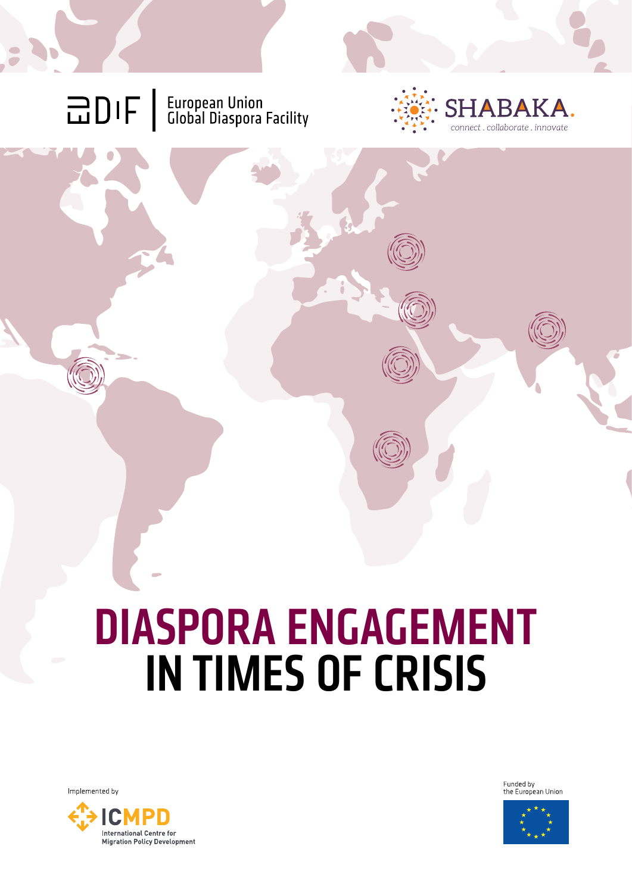EUDiF | European Union Global Diaspora Facility

SHABAKA. connect . collaborate . innovate

# DIASPORA ENGAGEMENT IN TIMES OF CRISIS

Implemented by

ICMPD International Centre for Migration Policy Development

Funded by the European Union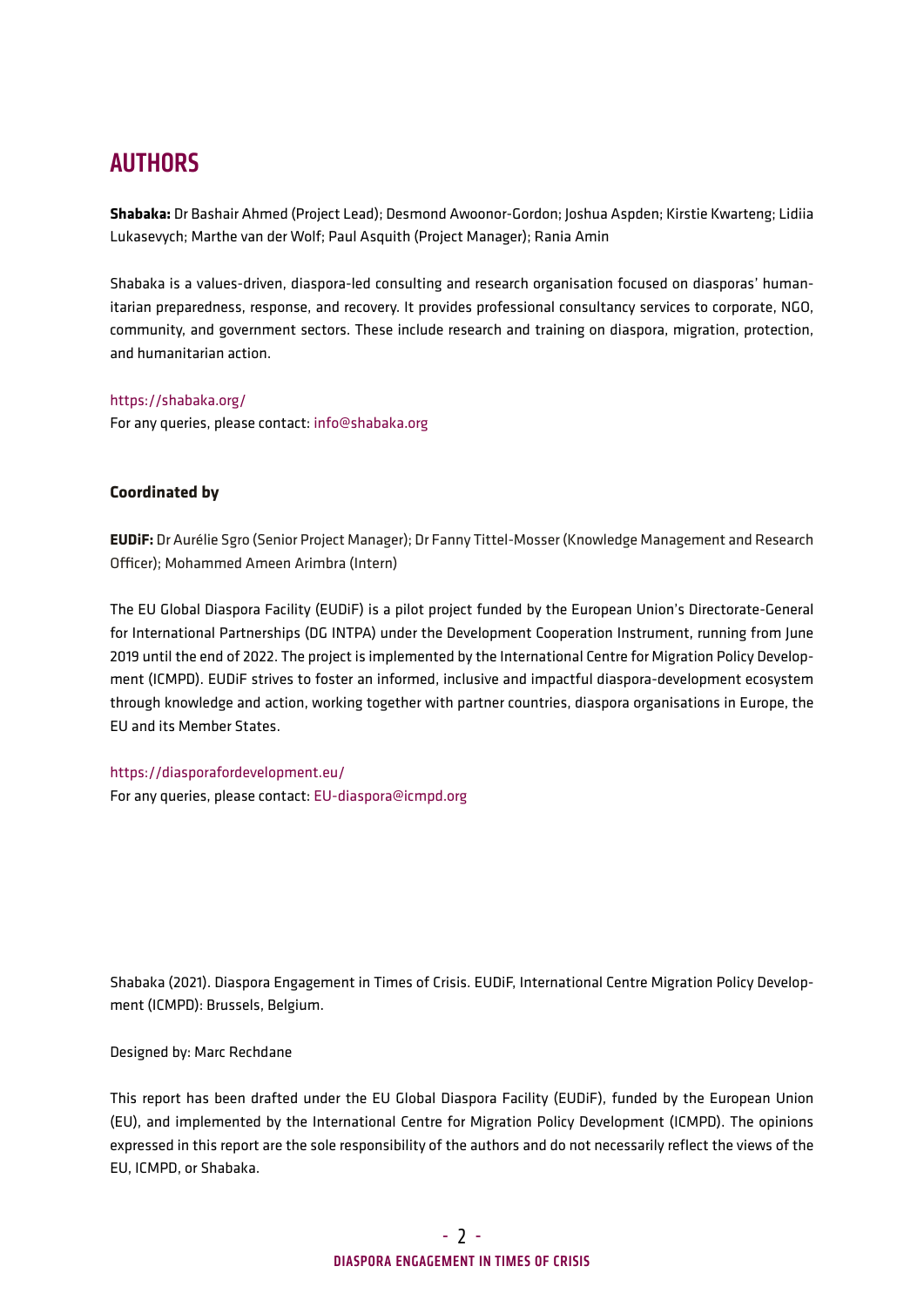# AUTHORS

**Shabaka:** Dr Bashair Ahmed (Project Lead); Desmond Awoonor-Gordon; Joshua Aspden; Kirstie Kwarteng; Lidiia Lukasevych; Marthe van der Wolf; Paul Asquith (Project Manager); Rania Amin

Shabaka is a values-driven, diaspora-led consulting and research organisation focused on diasporas' humanitarian preparedness, response, and recovery. It provides professional consultancy services to corporate, NGO, community, and government sectors. These include research and training on diaspora, migration, protection, and humanitarian action.

https://shabaka.org/
For any queries, please contact: info@shabaka.org

**Coordinated by**

**EUDiF:** Dr Aurélie Sgro (Senior Project Manager); Dr Fanny Tittel-Mosser (Knowledge Management and Research Officer); Mohammed Ameen Arimbra (Intern)

The EU Global Diaspora Facility (EUDiF) is a pilot project funded by the European Union's Directorate-General for International Partnerships (DG INTPA) under the Development Cooperation Instrument, running from June 2019 until the end of 2022. The project is implemented by the International Centre for Migration Policy Development (ICMPD). EUDiF strives to foster an informed, inclusive and impactful diaspora-development ecosystem through knowledge and action, working together with partner countries, diaspora organisations in Europe, the EU and its Member States.

https://diasporafordevelopment.eu/
For any queries, please contact: EU-diaspora@icmpd.org

Shabaka (2021). Diaspora Engagement in Times of Crisis. EUDiF, International Centre Migration Policy Development (ICMPD): Brussels, Belgium.

Designed by: Marc Rechdane

This report has been drafted under the EU Global Diaspora Facility (EUDiF), funded by the European Union (EU), and implemented by the International Centre for Migration Policy Development (ICMPD). The opinions expressed in this report are the sole responsibility of the authors and do not necessarily reflect the views of the EU, ICMPD, or Shabaka.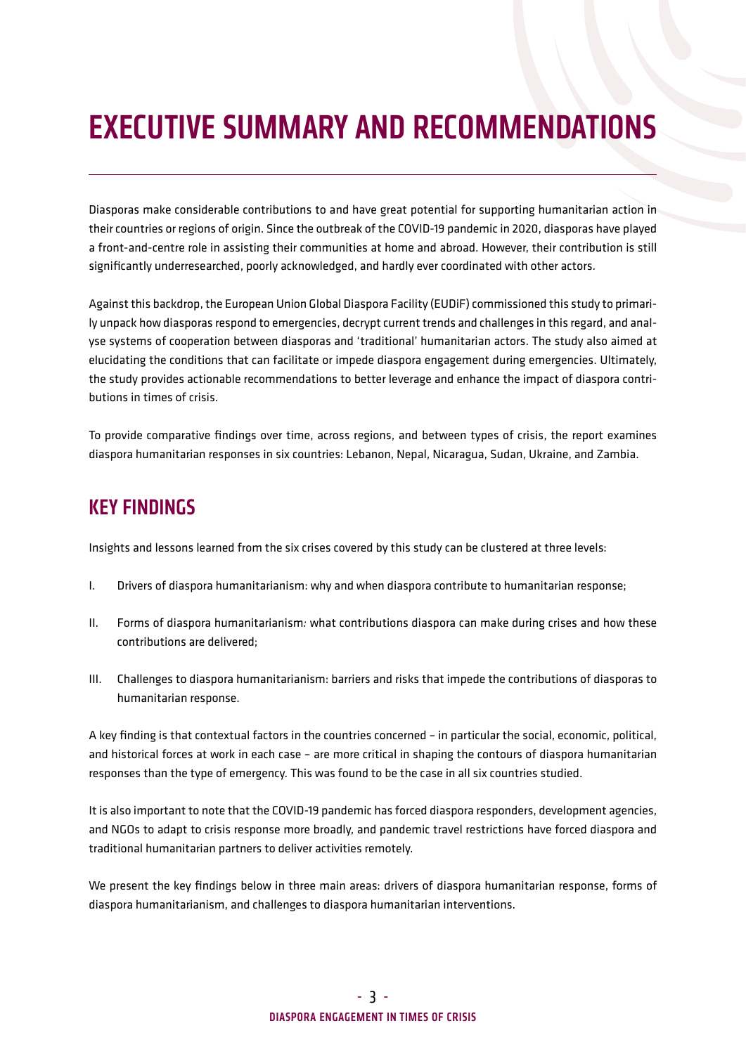# EXECUTIVE SUMMARY AND RECOMMENDATIONS

Diasporas make considerable contributions to and have great potential for supporting humanitarian action in their countries or regions of origin. Since the outbreak of the COVID-19 pandemic in 2020, diasporas have played a front-and-centre role in assisting their communities at home and abroad. However, their contribution is still significantly underresearched, poorly acknowledged, and hardly ever coordinated with other actors.

Against this backdrop, the European Union Global Diaspora Facility (EUDiF) commissioned this study to primarily unpack how diasporas respond to emergencies, decrypt current trends and challenges in this regard, and analyse systems of cooperation between diasporas and 'traditional' humanitarian actors. The study also aimed at elucidating the conditions that can facilitate or impede diaspora engagement during emergencies. Ultimately, the study provides actionable recommendations to better leverage and enhance the impact of diaspora contributions in times of crisis.

To provide comparative findings over time, across regions, and between types of crisis, the report examines diaspora humanitarian responses in six countries: Lebanon, Nepal, Nicaragua, Sudan, Ukraine, and Zambia.

## KEY FINDINGS

Insights and lessons learned from the six crises covered by this study can be clustered at three levels:

I. Drivers of diaspora humanitarianism: why and when diaspora contribute to humanitarian response;

II. Forms of diaspora humanitarianism: what contributions diaspora can make during crises and how these contributions are delivered;

III. Challenges to diaspora humanitarianism: barriers and risks that impede the contributions of diasporas to humanitarian response.

A key finding is that contextual factors in the countries concerned – in particular the social, economic, political, and historical forces at work in each case – are more critical in shaping the contours of diaspora humanitarian responses than the type of emergency. This was found to be the case in all six countries studied.

It is also important to note that the COVID-19 pandemic has forced diaspora responders, development agencies, and NGOs to adapt to crisis response more broadly, and pandemic travel restrictions have forced diaspora and traditional humanitarian partners to deliver activities remotely.

We present the key findings below in three main areas: drivers of diaspora humanitarian response, forms of diaspora humanitarianism, and challenges to diaspora humanitarian interventions.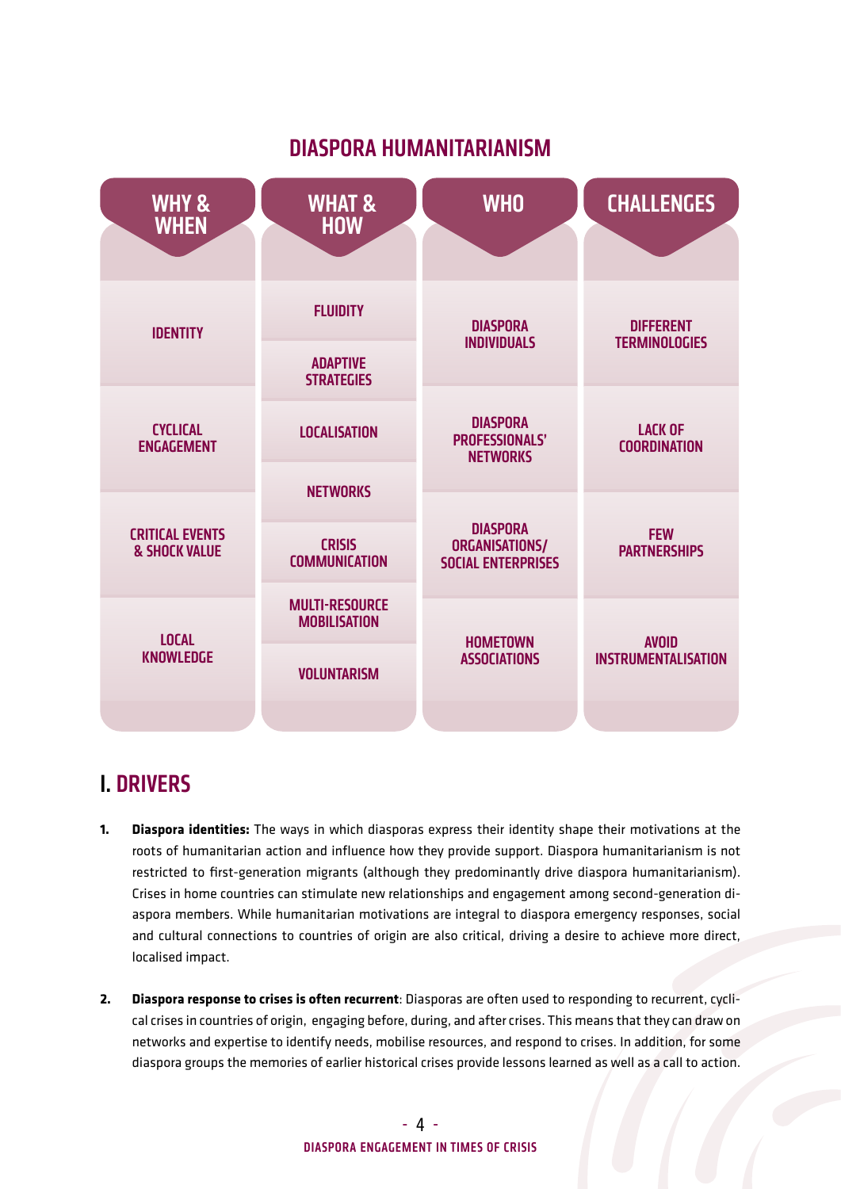## DIASPORA HUMANITARIANISM

| WHY & WHEN | WHAT & HOW | WHO | CHALLENGES |
|---|---|---|---|
| IDENTITY | FLUIDITY<br>ADAPTIVE STRATEGIES | DIASPORA INDIVIDUALS | DIFFERENT TERMINOLOGIES |
| CYCLICAL ENGAGEMENT | LOCALISATION<br>NETWORKS | DIASPORA PROFESSIONALS' NETWORKS | LACK OF COORDINATION |
| CRITICAL EVENTS & SHOCK VALUE | CRISIS COMMUNICATION | DIASPORA ORGANISATIONS/ SOCIAL ENTERPRISES | FEW PARTNERSHIPS |
| LOCAL KNOWLEDGE | MULTI-RESOURCE MOBILISATION<br>VOLUNTARISM | HOMETOWN ASSOCIATIONS | AVOID INSTRUMENTALISATION |

## I. DRIVERS

1. **Diaspora identities:** The ways in which diasporas express their identity shape their motivations at the roots of humanitarian action and influence how they provide support. Diaspora humanitarianism is not restricted to first-generation migrants (although they predominantly drive diaspora humanitarianism). Crises in home countries can stimulate new relationships and engagement among second-generation diaspora members. While humanitarian motivations are integral to diaspora emergency responses, social and cultural connections to countries of origin are also critical, driving a desire to achieve more direct, localised impact.

2. **Diaspora response to crises is often recurrent**: Diasporas are often used to responding to recurrent, cyclical crises in countries of origin, engaging before, during, and after crises. This means that they can draw on networks and expertise to identify needs, mobilise resources, and respond to crises. In addition, for some diaspora groups the memories of earlier historical crises provide lessons learned as well as a call to action.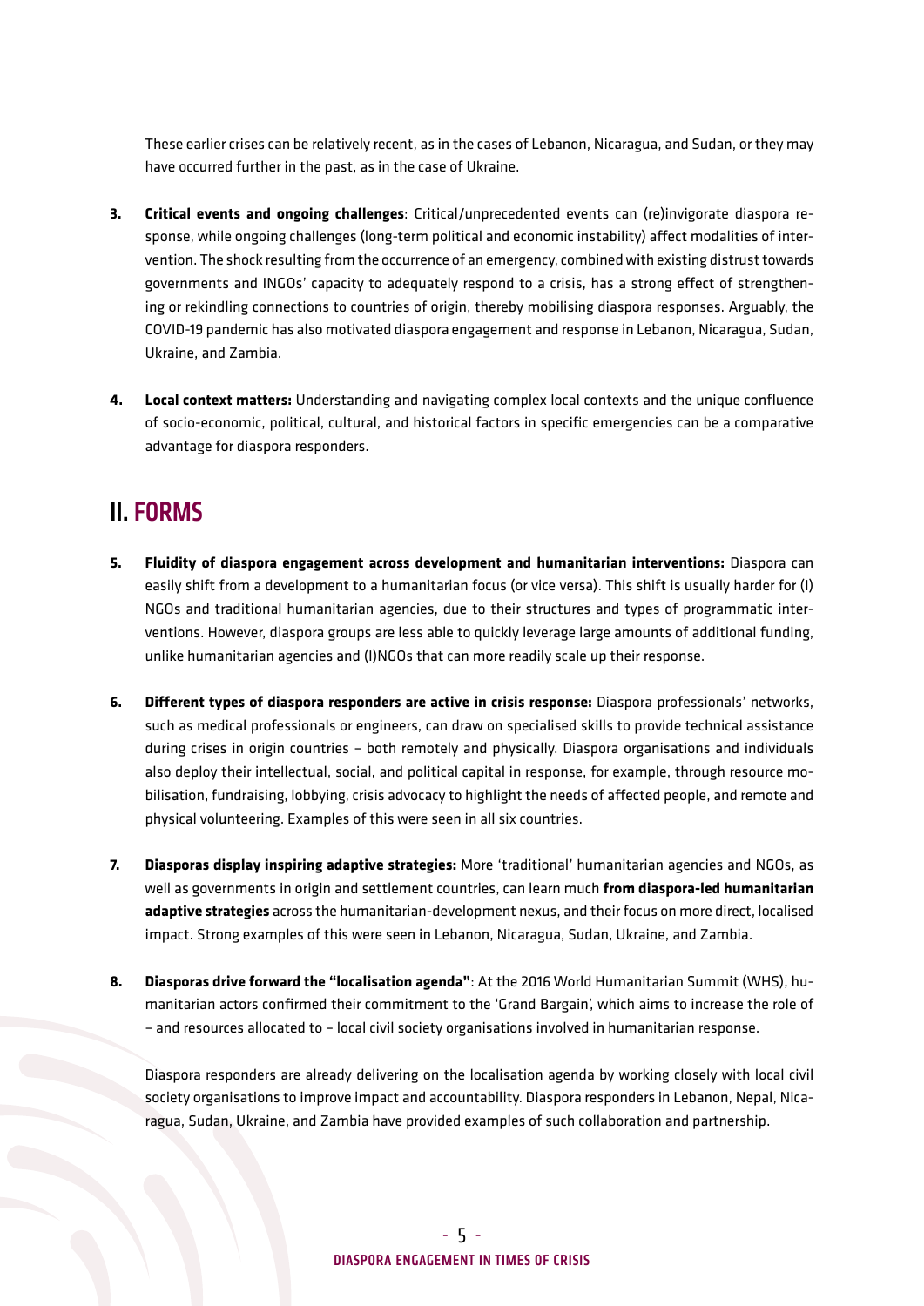These earlier crises can be relatively recent, as in the cases of Lebanon, Nicaragua, and Sudan, or they may have occurred further in the past, as in the case of Ukraine.

3. **Critical events and ongoing challenges**: Critical/unprecedented events can (re)invigorate diaspora response, while ongoing challenges (long-term political and economic instability) affect modalities of intervention. The shock resulting from the occurrence of an emergency, combined with existing distrust towards governments and INGOs' capacity to adequately respond to a crisis, has a strong effect of strengthening or rekindling connections to countries of origin, thereby mobilising diaspora responses. Arguably, the COVID-19 pandemic has also motivated diaspora engagement and response in Lebanon, Nicaragua, Sudan, Ukraine, and Zambia.

4. **Local context matters:** Understanding and navigating complex local contexts and the unique confluence of socio-economic, political, cultural, and historical factors in specific emergencies can be a comparative advantage for diaspora responders.

## II. FORMS

5. **Fluidity of diaspora engagement across development and humanitarian interventions:** Diaspora can easily shift from a development to a humanitarian focus (or vice versa). This shift is usually harder for (I)NGOs and traditional humanitarian agencies, due to their structures and types of programmatic interventions. However, diaspora groups are less able to quickly leverage large amounts of additional funding, unlike humanitarian agencies and (I)NGOs that can more readily scale up their response.

6. **Different types of diaspora responders are active in crisis response:** Diaspora professionals' networks, such as medical professionals or engineers, can draw on specialised skills to provide technical assistance during crises in origin countries – both remotely and physically. Diaspora organisations and individuals also deploy their intellectual, social, and political capital in response, for example, through resource mobilisation, fundraising, lobbying, crisis advocacy to highlight the needs of affected people, and remote and physical volunteering. Examples of this were seen in all six countries.

7. **Diasporas display inspiring adaptive strategies:** More 'traditional' humanitarian agencies and NGOs, as well as governments in origin and settlement countries, can learn much **from diaspora-led humanitarian adaptive strategies** across the humanitarian-development nexus, and their focus on more direct, localised impact. Strong examples of this were seen in Lebanon, Nicaragua, Sudan, Ukraine, and Zambia.

8. **Diasporas drive forward the "localisation agenda"**: At the 2016 World Humanitarian Summit (WHS), humanitarian actors confirmed their commitment to the 'Grand Bargain', which aims to increase the role of – and resources allocated to – local civil society organisations involved in humanitarian response.

   Diaspora responders are already delivering on the localisation agenda by working closely with local civil society organisations to improve impact and accountability. Diaspora responders in Lebanon, Nepal, Nicaragua, Sudan, Ukraine, and Zambia have provided examples of such collaboration and partnership.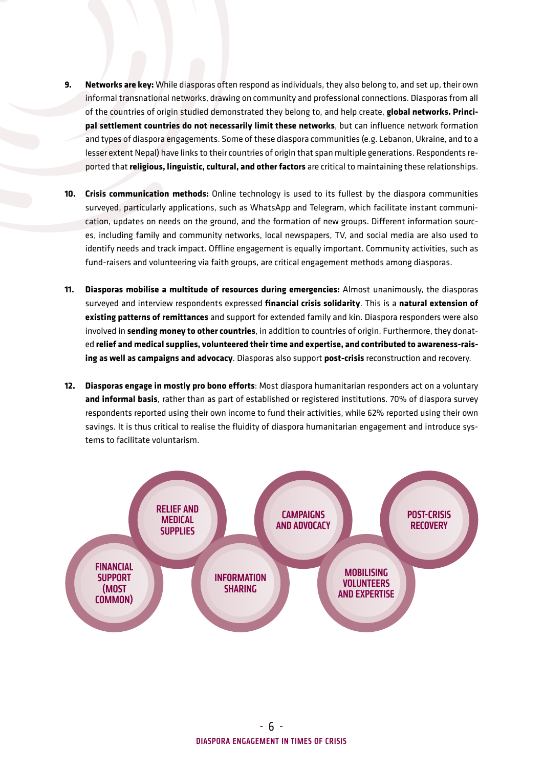9. **Networks are key:** While diasporas often respond as individuals, they also belong to, and set up, their own informal transnational networks, drawing on community and professional connections. Diasporas from all of the countries of origin studied demonstrated they belong to, and help create, **global networks. Principal settlement countries do not necessarily limit these networks**, but can influence network formation and types of diaspora engagements. Some of these diaspora communities (e.g. Lebanon, Ukraine, and to a lesser extent Nepal) have links to their countries of origin that span multiple generations. Respondents reported that **religious, linguistic, cultural, and other factors** are critical to maintaining these relationships.

10. **Crisis communication methods:** Online technology is used to its fullest by the diaspora communities surveyed, particularly applications, such as WhatsApp and Telegram, which facilitate instant communication, updates on needs on the ground, and the formation of new groups. Different information sources, including family and community networks, local newspapers, TV, and social media are also used to identify needs and track impact. Offline engagement is equally important. Community activities, such as fund-raisers and volunteering via faith groups, are critical engagement methods among diasporas.

11. **Diasporas mobilise a multitude of resources during emergencies:** Almost unanimously, the diasporas surveyed and interview respondents expressed **financial crisis solidarity**. This is a **natural extension of existing patterns of remittances** and support for extended family and kin. Diaspora responders were also involved in **sending money to other countries**, in addition to countries of origin. Furthermore, they donated **relief and medical supplies, volunteered their time and expertise, and contributed to awareness-raising as well as campaigns and advocacy**. Diasporas also support **post-crisis** reconstruction and recovery.

12. **Diasporas engage in mostly pro bono efforts**: Most diaspora humanitarian responders act on a voluntary **and informal basis**, rather than as part of established or registered institutions. 70% of diaspora survey respondents reported using their own income to fund their activities, while 62% reported using their own savings. It is thus critical to realise the fluidity of diaspora humanitarian engagement and introduce systems to facilitate voluntarism.

FINANCIAL SUPPORT (MOST COMMON)

RELIEF AND MEDICAL SUPPLIES

INFORMATION SHARING

CAMPAIGNS AND ADVOCACY

MOBILISING VOLUNTEERS AND EXPERTISE

POST-CRISIS RECOVERY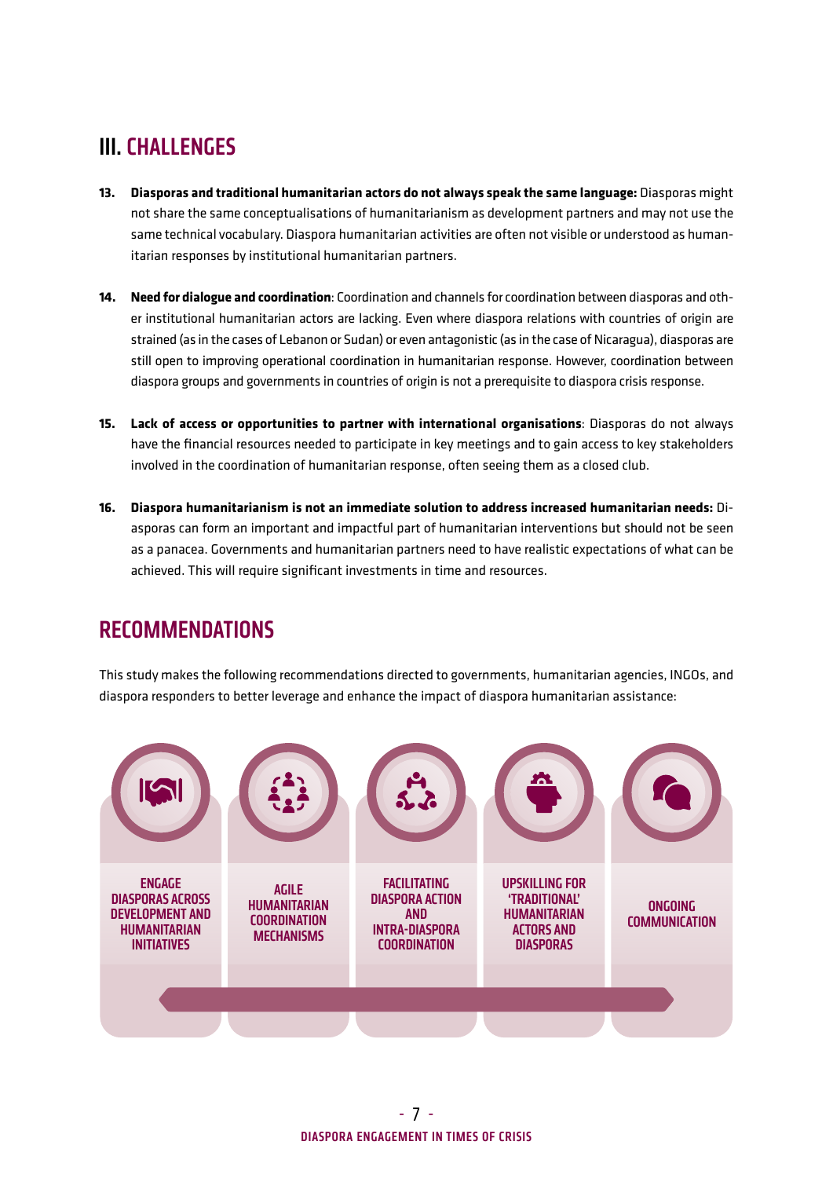## III. CHALLENGES

13. **Diasporas and traditional humanitarian actors do not always speak the same language:** Diasporas might not share the same conceptualisations of humanitarianism as development partners and may not use the same technical vocabulary. Diaspora humanitarian activities are often not visible or understood as humanitarian responses by institutional humanitarian partners.

14. **Need for dialogue and coordination**: Coordination and channels for coordination between diasporas and other institutional humanitarian actors are lacking. Even where diaspora relations with countries of origin are strained (as in the cases of Lebanon or Sudan) or even antagonistic (as in the case of Nicaragua), diasporas are still open to improving operational coordination in humanitarian response. However, coordination between diaspora groups and governments in countries of origin is not a prerequisite to diaspora crisis response.

15. **Lack of access or opportunities to partner with international organisations**: Diasporas do not always have the financial resources needed to participate in key meetings and to gain access to key stakeholders involved in the coordination of humanitarian response, often seeing them as a closed club.

16. **Diaspora humanitarianism is not an immediate solution to address increased humanitarian needs:** Diasporas can form an important and impactful part of humanitarian interventions but should not be seen as a panacea. Governments and humanitarian partners need to have realistic expectations of what can be achieved. This will require significant investments in time and resources.

## RECOMMENDATIONS

This study makes the following recommendations directed to governments, humanitarian agencies, INGOs, and diaspora responders to better leverage and enhance the impact of diaspora humanitarian assistance:

- ENGAGE DIASPORAS ACROSS DEVELOPMENT AND HUMANITARIAN INITIATIVES
- AGILE HUMANITARIAN COORDINATION MECHANISMS
- FACILITATING DIASPORA ACTION AND INTRA-DIASPORA COORDINATION
- UPSKILLING FOR 'TRADITIONAL' HUMANITARIAN ACTORS AND DIASPORAS
- ONGOING COMMUNICATION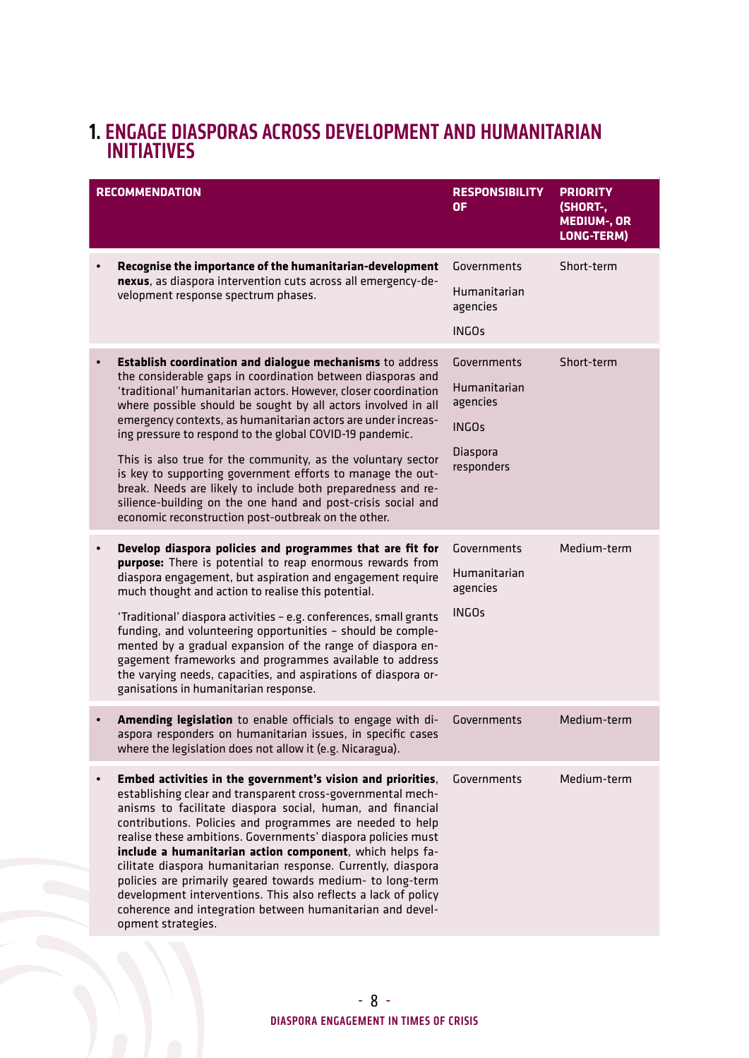# 1. ENGAGE DIASPORAS ACROSS DEVELOPMENT AND HUMANITARIAN INITIATIVES

| RECOMMENDATION | RESPONSIBILITY OF | PRIORITY (SHORT-, MEDIUM-, OR LONG-TERM) |
|---|---|---|
| • **Recognise the importance of the humanitarian-development nexus**, as diaspora intervention cuts across all emergency-development response spectrum phases. | Governments<br>Humanitarian agencies<br>INGOs | Short-term |
| • **Establish coordination and dialogue mechanisms** to address the considerable gaps in coordination between diasporas and 'traditional' humanitarian actors. However, closer coordination where possible should be sought by all actors involved in all emergency contexts, as humanitarian actors are under increasing pressure to respond to the global COVID-19 pandemic.<br><br>This is also true for the community, as the voluntary sector is key to supporting government efforts to manage the outbreak. Needs are likely to include both preparedness and resilience-building on the one hand and post-crisis social and economic reconstruction post-outbreak on the other. | Governments<br>Humanitarian agencies<br>INGOs<br>Diaspora responders | Short-term |
| • **Develop diaspora policies and programmes that are fit for purpose:** There is potential to reap enormous rewards from diaspora engagement, but aspiration and engagement require much thought and action to realise this potential.<br><br>'Traditional' diaspora activities – e.g. conferences, small grants funding, and volunteering opportunities – should be complemented by a gradual expansion of the range of diaspora engagement frameworks and programmes available to address the varying needs, capacities, and aspirations of diaspora organisations in humanitarian response. | Governments<br>Humanitarian agencies<br>INGOs | Medium-term |
| • **Amending legislation** to enable officials to engage with diaspora responders on humanitarian issues, in specific cases where the legislation does not allow it (e.g. Nicaragua). | Governments | Medium-term |
| • **Embed activities in the government's vision and priorities**, establishing clear and transparent cross-governmental mechanisms to facilitate diaspora social, human, and financial contributions. Policies and programmes are needed to help realise these ambitions. Governments' diaspora policies must **include a humanitarian action component**, which helps facilitate diaspora humanitarian response. Currently, diaspora policies are primarily geared towards medium- to long-term development interventions. This also reflects a lack of policy coherence and integration between humanitarian and development strategies. | Governments | Medium-term |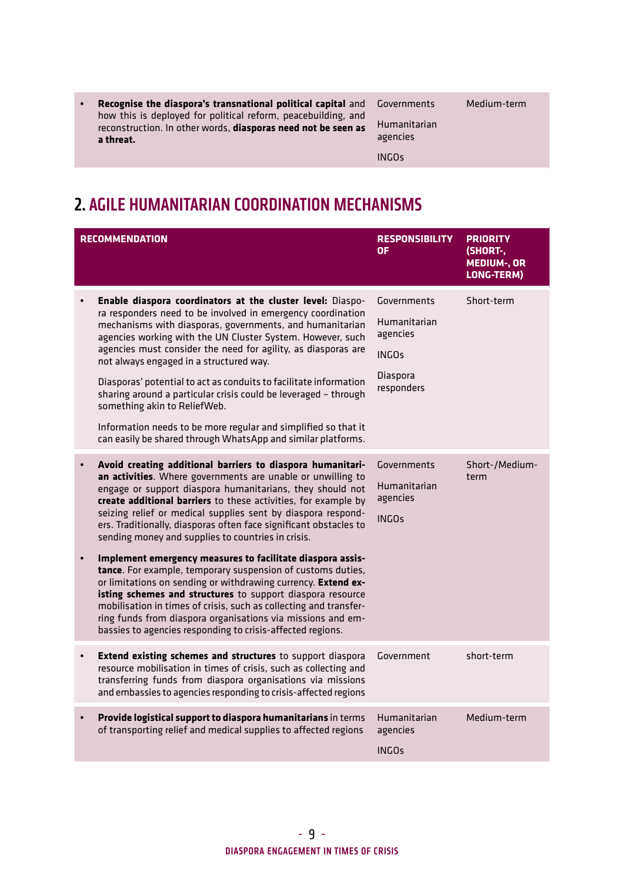| | | |
|---|---|---|
| • **Recognise the diaspora's transnational political capital** and how this is deployed for political reform, peacebuilding, and reconstruction. In other words, **diasporas need not be seen as a threat.** | Governments<br>Humanitarian agencies<br>INGOs | Medium-term |

## 2. AGILE HUMANITARIAN COORDINATION MECHANISMS

| RECOMMENDATION | RESPONSIBILITY OF | PRIORITY (SHORT-, MEDIUM-, OR LONG-TERM) |
|---|---|---|
| • **Enable diaspora coordinators at the cluster level:** Diaspora responders need to be involved in emergency coordination mechanisms with diasporas, governments, and humanitarian agencies working with the UN Cluster System. However, such agencies must consider the need for agility, as diasporas are not always engaged in a structured way.<br><br>Diasporas' potential to act as conduits to facilitate information sharing around a particular crisis could be leveraged – through something akin to ReliefWeb.<br><br>Information needs to be more regular and simplified so that it can easily be shared through WhatsApp and similar platforms. | Governments<br>Humanitarian agencies<br>INGOs<br>Diaspora responders | Short-term |
| • **Avoid creating additional barriers to diaspora humanitarian activities**. Where governments are unable or unwilling to engage or support diaspora humanitarians, they should not **create additional barriers** to these activities, for example by seizing relief or medical supplies sent by diaspora responders. Traditionally, diasporas often face significant obstacles to sending money and supplies to countries in crisis.<br><br>• **Implement emergency measures to facilitate diaspora assistance**. For example, temporary suspension of customs duties, or limitations on sending or withdrawing currency. **Extend existing schemes and structures** to support diaspora resource mobilisation in times of crisis, such as collecting and transferring funds from diaspora organisations via missions and embassies to agencies responding to crisis-affected regions. | Governments<br>Humanitarian agencies<br>INGOs | Short-/Medium-term |
| • **Extend existing schemes and structures** to support diaspora resource mobilisation in times of crisis, such as collecting and transferring funds from diaspora organisations via missions and embassies to agencies responding to crisis-affected regions | Government | short-term |
| • **Provide logistical support to diaspora humanitarians** in terms of transporting relief and medical supplies to affected regions | Humanitarian agencies<br>INGOs | Medium-term |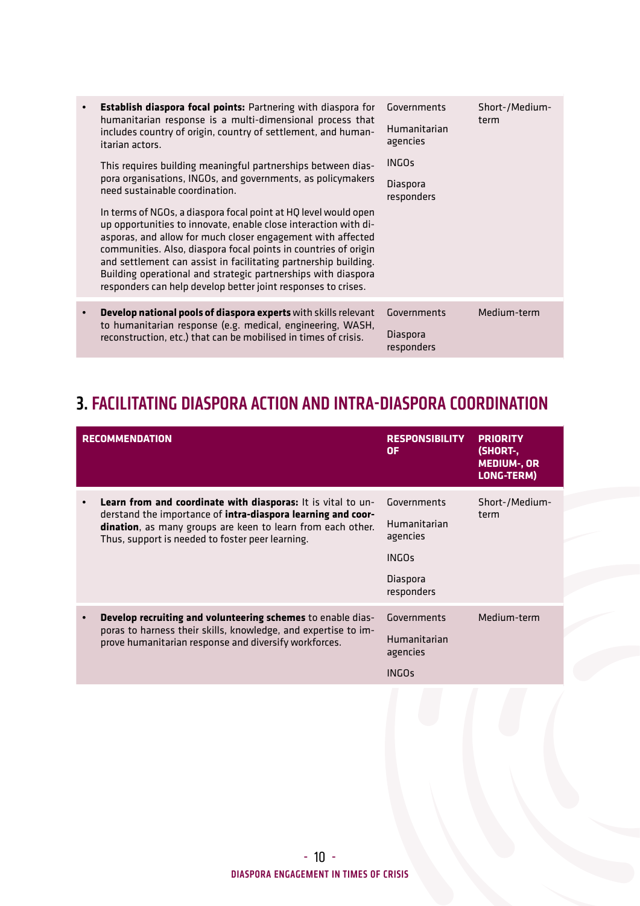| | | |
|---|---|---|
| • **Establish diaspora focal points:** Partnering with diaspora for humanitarian response is a multi-dimensional process that includes country of origin, country of settlement, and humanitarian actors.<br><br>This requires building meaningful partnerships between diaspora organisations, INGOs, and governments, as policymakers need sustainable coordination.<br><br>In terms of NGOs, a diaspora focal point at HQ level would open up opportunities to innovate, enable close interaction with diasporas, and allow for much closer engagement with affected communities. Also, diaspora focal points in countries of origin and settlement can assist in facilitating partnership building. Building operational and strategic partnerships with diaspora responders can help develop better joint responses to crises. | Governments<br><br>Humanitarian agencies<br><br>INGOs<br><br>Diaspora responders | Short-/Medium-term |
| • **Develop national pools of diaspora experts** with skills relevant to humanitarian response (e.g. medical, engineering, WASH, reconstruction, etc.) that can be mobilised in times of crisis. | Governments<br><br>Diaspora responders | Medium-term |

## 3. FACILITATING DIASPORA ACTION AND INTRA-DIASPORA COORDINATION

| RECOMMENDATION | RESPONSIBILITY OF | PRIORITY (SHORT-, MEDIUM-, OR LONG-TERM) |
|---|---|---|
| • **Learn from and coordinate with diasporas:** It is vital to understand the importance of **intra-diaspora learning and coordination**, as many groups are keen to learn from each other. Thus, support is needed to foster peer learning. | Governments<br><br>Humanitarian agencies<br><br>INGOs<br><br>Diaspora responders | Short-/Medium-term |
| • **Develop recruiting and volunteering schemes** to enable diasporas to harness their skills, knowledge, and expertise to improve humanitarian response and diversify workforces. | Governments<br><br>Humanitarian agencies<br><br>INGOs | Medium-term |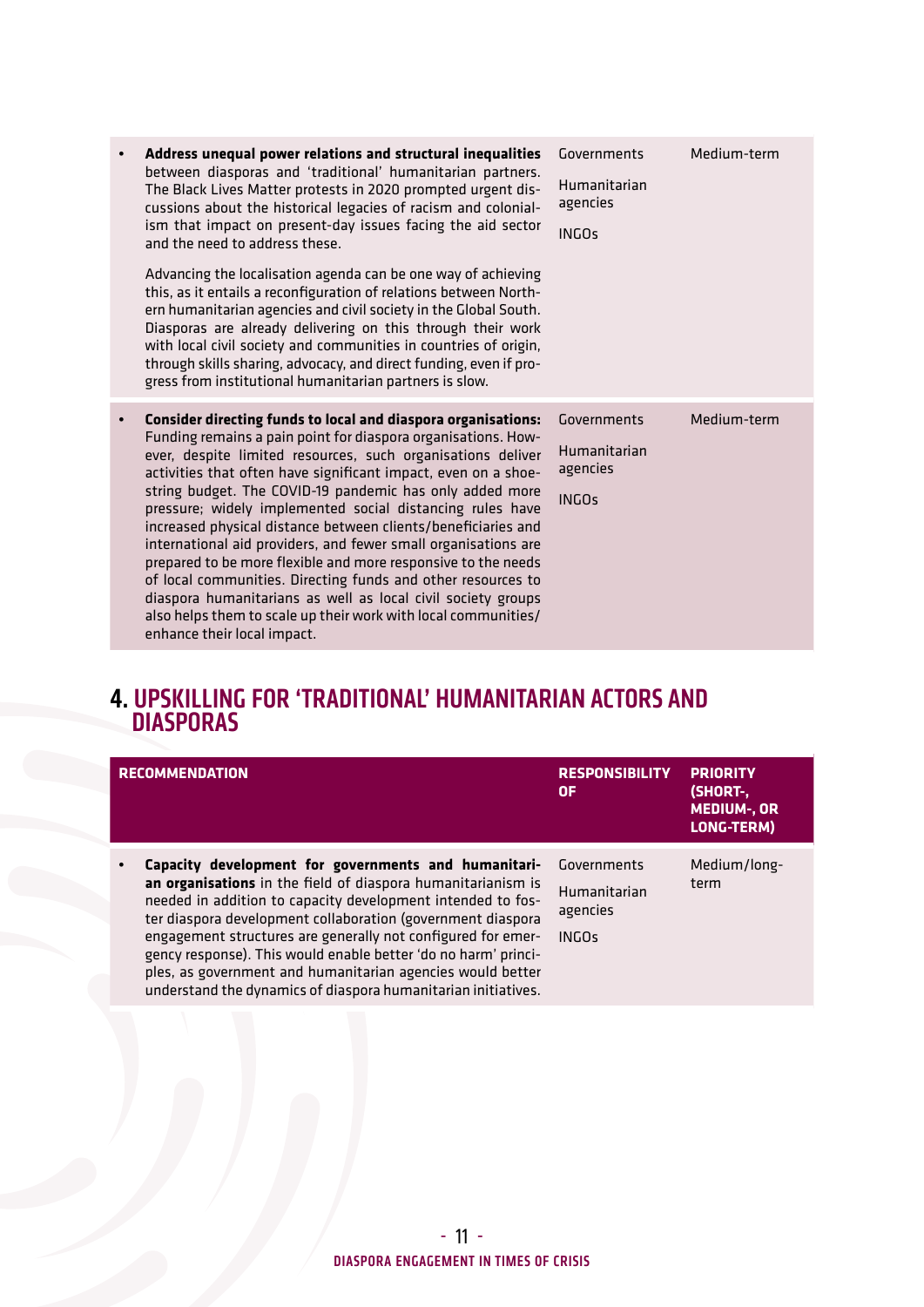| | | |
|---|---|---|
| • **Address unequal power relations and structural inequalities** between diasporas and 'traditional' humanitarian partners. The Black Lives Matter protests in 2020 prompted urgent discussions about the historical legacies of racism and colonialism that impact on present-day issues facing the aid sector and the need to address these.<br><br>Advancing the localisation agenda can be one way of achieving this, as it entails a reconfiguration of relations between Northern humanitarian agencies and civil society in the Global South. Diasporas are already delivering on this through their work with local civil society and communities in countries of origin, through skills sharing, advocacy, and direct funding, even if progress from institutional humanitarian partners is slow. | Governments<br><br>Humanitarian agencies<br><br>INGOs | Medium-term |
| • **Consider directing funds to local and diaspora organisations:** Funding remains a pain point for diaspora organisations. However, despite limited resources, such organisations deliver activities that often have significant impact, even on a shoestring budget. The COVID-19 pandemic has only added more pressure; widely implemented social distancing rules have increased physical distance between clients/beneficiaries and international aid providers, and fewer small organisations are prepared to be more flexible and more responsive to the needs of local communities. Directing funds and other resources to diaspora humanitarians as well as local civil society groups also helps them to scale up their work with local communities/enhance their local impact. | Governments<br><br>Humanitarian agencies<br><br>INGOs | Medium-term |

## 4. UPSKILLING FOR 'TRADITIONAL' HUMANITARIAN ACTORS AND DIASPORAS

| RECOMMENDATION | RESPONSIBILITY OF | PRIORITY (SHORT-, MEDIUM-, OR LONG-TERM) |
|---|---|---|
| • **Capacity development for governments and humanitarian organisations** in the field of diaspora humanitarianism is needed in addition to capacity development intended to foster diaspora development collaboration (government diaspora engagement structures are generally not configured for emergency response). This would enable better 'do no harm' principles, as government and humanitarian agencies would better understand the dynamics of diaspora humanitarian initiatives. | Governments<br><br>Humanitarian agencies<br><br>INGOs | Medium/long-term |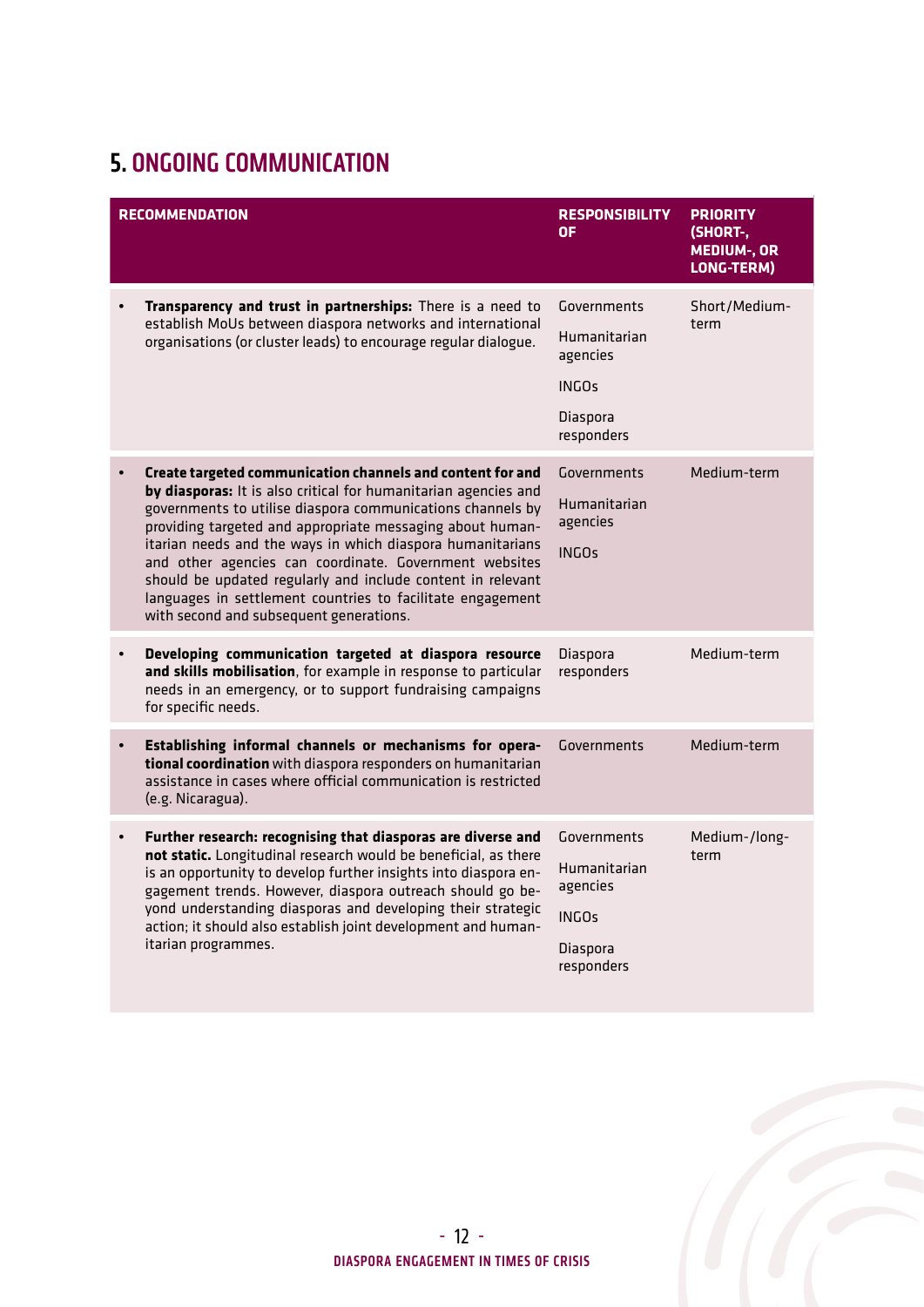## 5. ONGOING COMMUNICATION

| RECOMMENDATION | RESPONSIBILITY OF | PRIORITY (SHORT-, MEDIUM-, OR LONG-TERM) |
|---|---|---|
| • **Transparency and trust in partnerships:** There is a need to establish MoUs between diaspora networks and international organisations (or cluster leads) to encourage regular dialogue. | Governments<br><br>Humanitarian agencies<br><br>INGOs<br><br>Diaspora responders | Short/Medium-term |
| • **Create targeted communication channels and content for and by diasporas:** It is also critical for humanitarian agencies and governments to utilise diaspora communications channels by providing targeted and appropriate messaging about humanitarian needs and the ways in which diaspora humanitarians and other agencies can coordinate. Government websites should be updated regularly and include content in relevant languages in settlement countries to facilitate engagement with second and subsequent generations. | Governments<br><br>Humanitarian agencies<br><br>INGOs | Medium-term |
| • **Developing communication targeted at diaspora resource and skills mobilisation**, for example in response to particular needs in an emergency, or to support fundraising campaigns for specific needs. | Diaspora responders | Medium-term |
| • **Establishing informal channels or mechanisms for operational coordination** with diaspora responders on humanitarian assistance in cases where official communication is restricted (e.g. Nicaragua). | Governments | Medium-term |
| • **Further research: recognising that diasporas are diverse and not static.** Longitudinal research would be beneficial, as there is an opportunity to develop further insights into diaspora engagement trends. However, diaspora outreach should go beyond understanding diasporas and developing their strategic action; it should also establish joint development and humanitarian programmes. | Governments<br><br>Humanitarian agencies<br><br>INGOs<br><br>Diaspora responders | Medium-/long-term |